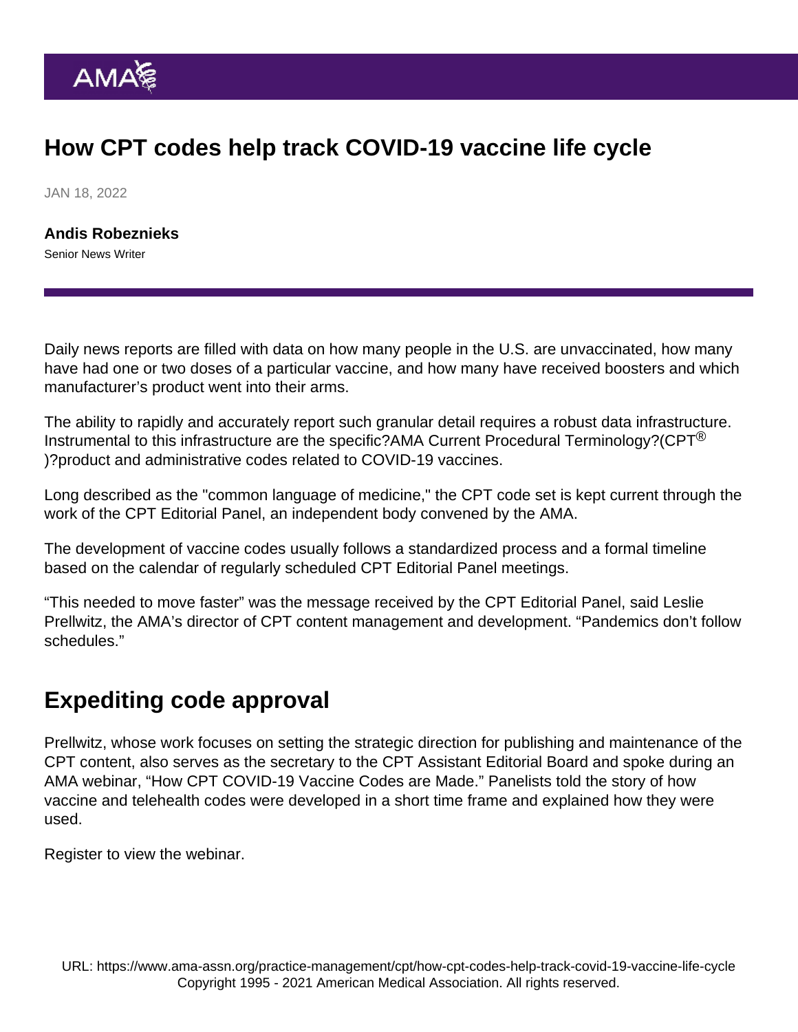# How CPT codes help track COVID-19 vaccine life cycle

JAN 18, 2022

**Andis Robeznieks**
Senior News Writer

Daily news reports are filled with data on how many people in the U.S. are unvaccinated, how many have had one or two doses of a particular vaccine, and how many have received boosters and which manufacturer's product went into their arms.

The ability to rapidly and accurately report such granular detail requires a robust data infrastructure. Instrumental to this infrastructure are the specific?AMA Current Procedural Terminology?(CPT® )?product and administrative codes related to COVID-19 vaccines.

Long described as the "common language of medicine," the CPT code set is kept current through the work of the CPT Editorial Panel, an independent body convened by the AMA.

The development of vaccine codes usually follows a standardized process and a formal timeline based on the calendar of regularly scheduled CPT Editorial Panel meetings.

"This needed to move faster" was the message received by the CPT Editorial Panel, said Leslie Prellwitz, the AMA's director of CPT content management and development. "Pandemics don't follow schedules."

## Expediting code approval

Prellwitz, whose work focuses on setting the strategic direction for publishing and maintenance of the CPT content, also serves as the secretary to the CPT Assistant Editorial Board and spoke during an AMA webinar, "How CPT COVID-19 Vaccine Codes are Made." Panelists told the story of how vaccine and telehealth codes were developed in a short time frame and explained how they were used.

Register to view the webinar.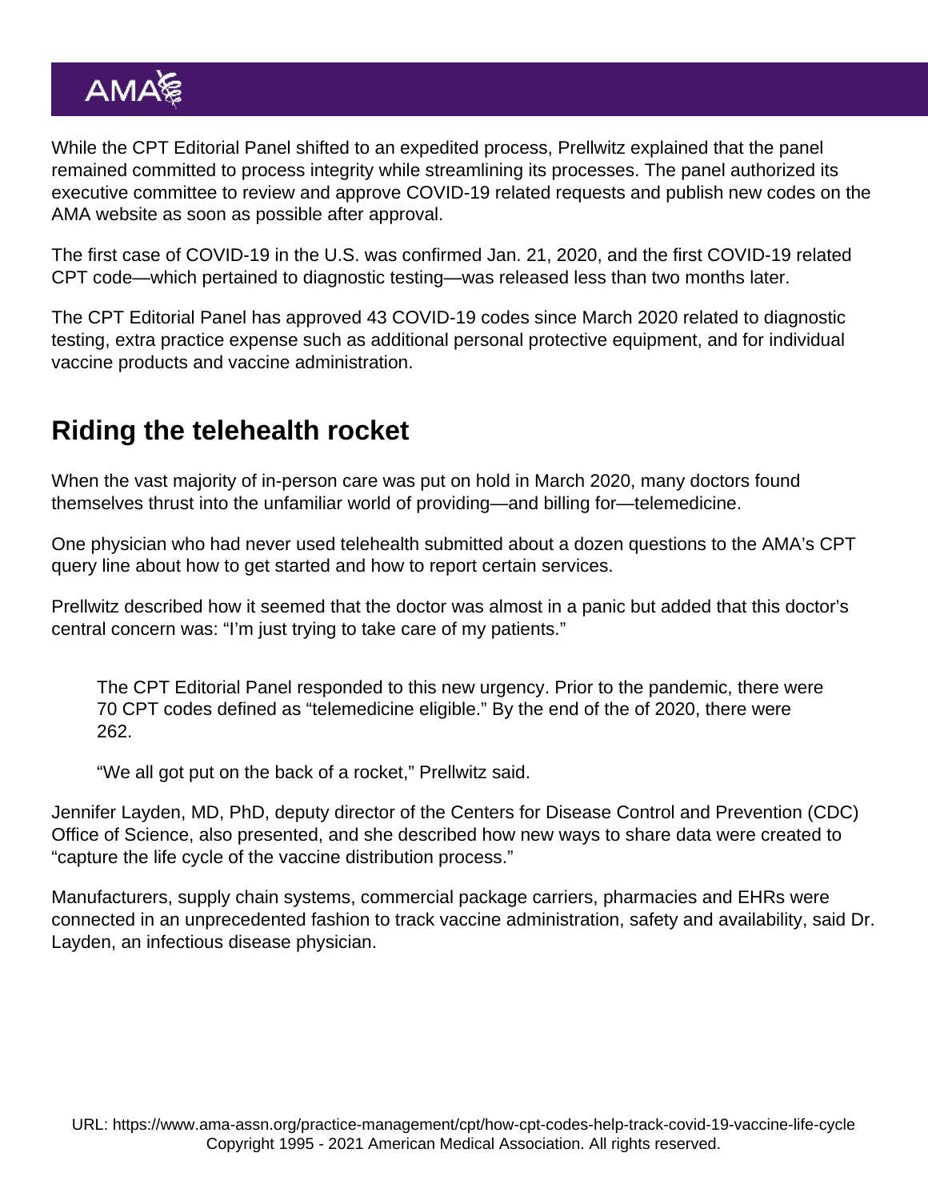While the CPT Editorial Panel shifted to an expedited process, Prellwitz explained that the panel remained committed to process integrity while streamlining its processes. The panel authorized its executive committee to review and approve COVID-19 related requests and publish new codes on the AMA website as soon as possible after approval.

The first case of COVID-19 in the U.S. was confirmed Jan. 21, 2020, and the first COVID-19 related CPT code—which pertained to diagnostic testing—was released less than two months later.

The CPT Editorial Panel has approved 43 COVID-19 codes since March 2020 related to diagnostic testing, extra practice expense such as additional personal protective equipment, and for individual vaccine products and vaccine administration.

## Riding the telehealth rocket

When the vast majority of in-person care was put on hold in March 2020, many doctors found themselves thrust into the unfamiliar world of providing—and billing for—telemedicine.

One physician who had never used telehealth submitted about a dozen questions to the AMA's CPT query line about how to get started and how to report certain services.

Prellwitz described how it seemed that the doctor was almost in a panic but added that this doctor's central concern was: "I'm just trying to take care of my patients."

> The CPT Editorial Panel responded to this new urgency. Prior to the pandemic, there were 70 CPT codes defined as "telemedicine eligible." By the end of the of 2020, there were 262.
>
> "We all got put on the back of a rocket," Prellwitz said.

Jennifer Layden, MD, PhD, deputy director of the Centers for Disease Control and Prevention (CDC) Office of Science, also presented, and she described how new ways to share data were created to "capture the life cycle of the vaccine distribution process."

Manufacturers, supply chain systems, commercial package carriers, pharmacies and EHRs were connected in an unprecedented fashion to track vaccine administration, safety and availability, said Dr. Layden, an infectious disease physician.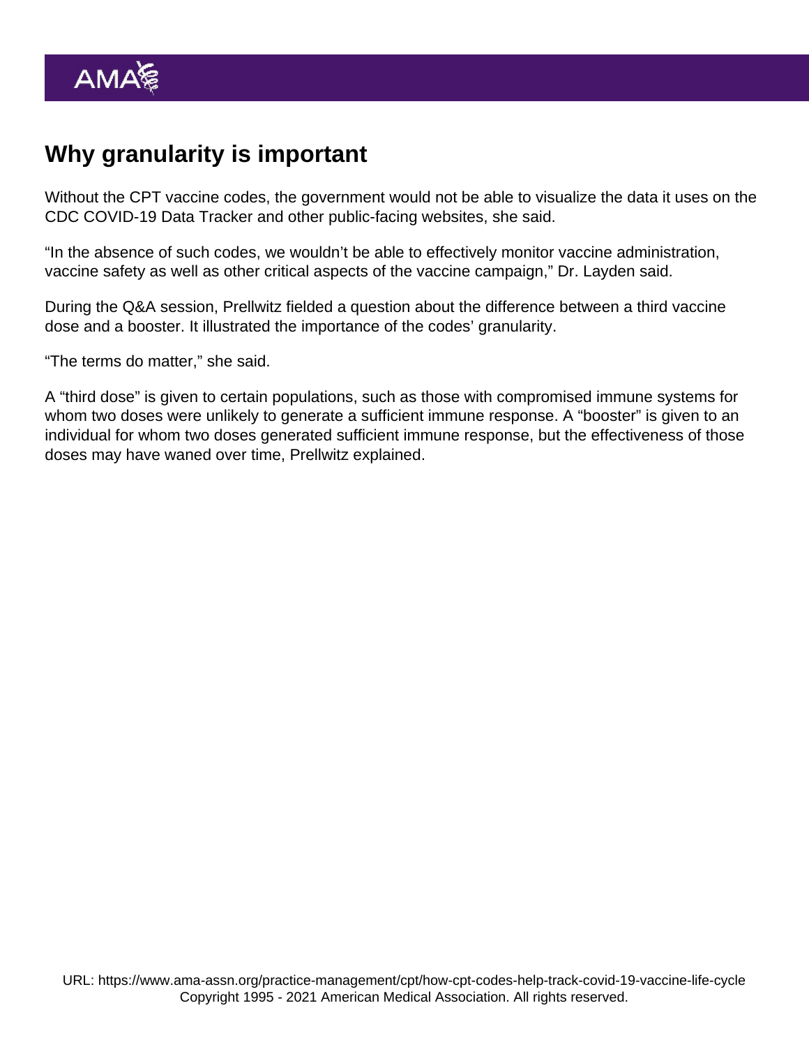## Why granularity is important

Without the CPT vaccine codes, the government would not be able to visualize the data it uses on the CDC COVID-19 Data Tracker and other public-facing websites, she said.

“In the absence of such codes, we wouldn’t be able to effectively monitor vaccine administration, vaccine safety as well as other critical aspects of the vaccine campaign,” Dr. Layden said.

During the Q&A session, Prellwitz fielded a question about the difference between a third vaccine dose and a booster. It illustrated the importance of the codes’ granularity.

“The terms do matter,” she said.

A “third dose” is given to certain populations, such as those with compromised immune systems for whom two doses were unlikely to generate a sufficient immune response. A “booster” is given to an individual for whom two doses generated sufficient immune response, but the effectiveness of those doses may have waned over time, Prellwitz explained.